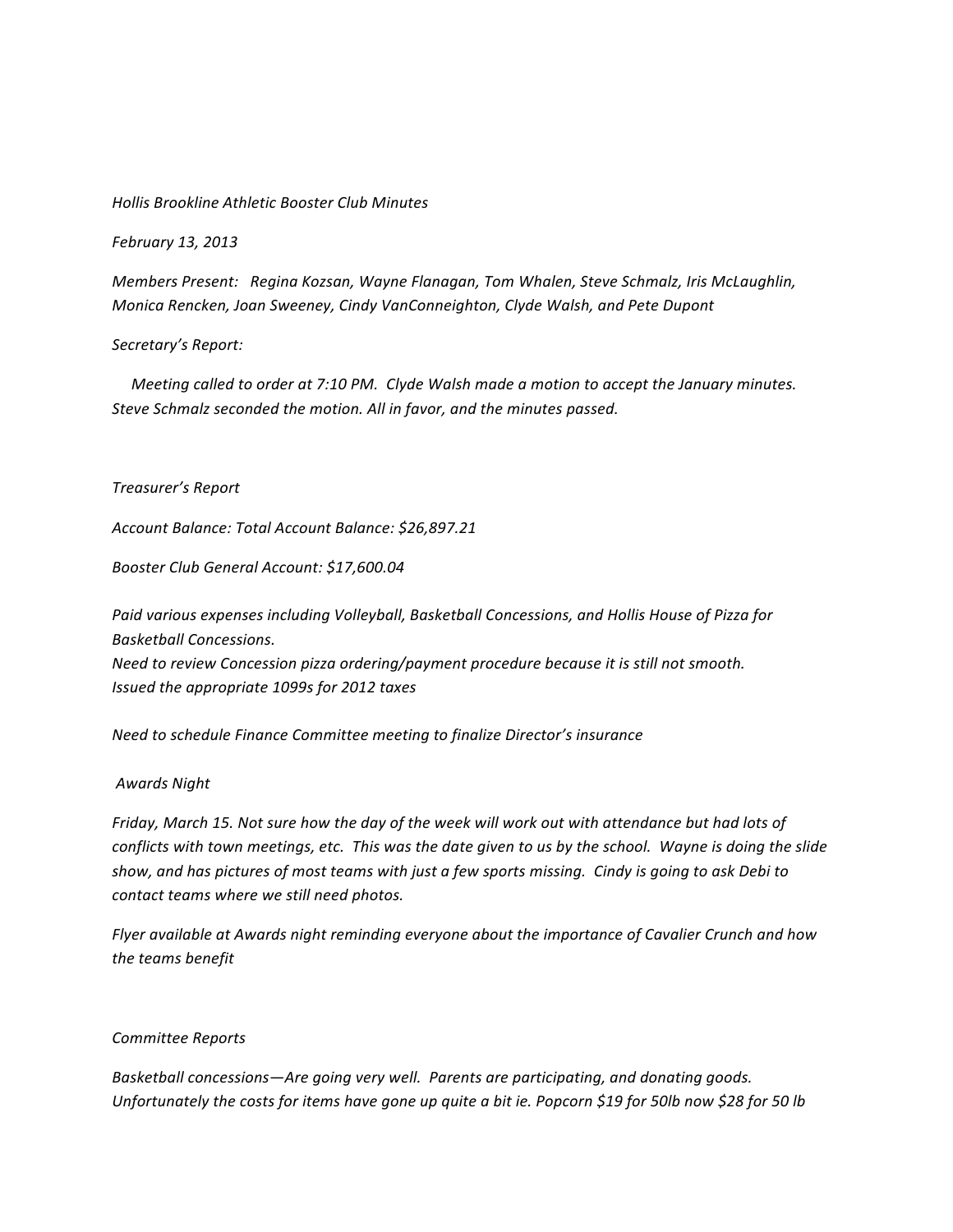*Hollis Brookline Athletic Booster Club Minutes*

*February 13, 2013*

*Members Present: Regina Kozsan, Wayne Flanagan, Tom Whalen, Steve Schmalz, Iris McLaughlin, Monica Rencken, Joan Sweeney, Cindy VanConneighton, Clyde Walsh, and Pete Dupont*

*Secretary's Report:*

*Meeting called to order at 7:10 PM. Clyde Walsh made a motion to accept the January minutes. Steve Schmalz seconded the motion. All in favor, and the minutes passed.*

*Treasurer's Report*

*Account Balance: Total Account Balance: $26,897.21*

*Booster Club General Account: $17,600.04*

*Paid various expenses including Volleyball, Basketball Concessions, and Hollis House of Pizza for Basketball Concessions.*
*Need to review Concession pizza ordering/payment procedure because it is still not smooth.*
*Issued the appropriate 1099s for 2012 taxes*

*Need to schedule Finance Committee meeting to finalize Director's insurance*

*Awards Night*

*Friday, March 15. Not sure how the day of the week will work out with attendance but had lots of conflicts with town meetings, etc. This was the date given to us by the school. Wayne is doing the slide show, and has pictures of most teams with just a few sports missing. Cindy is going to ask Debi to contact teams where we still need photos.*

*Flyer available at Awards night reminding everyone about the importance of Cavalier Crunch and how the teams benefit*

*Committee Reports*

*Basketball concessions—Are going very well. Parents are participating, and donating goods. Unfortunately the costs for items have gone up quite a bit ie. Popcorn $19 for 50lb now $28 for 50 lb*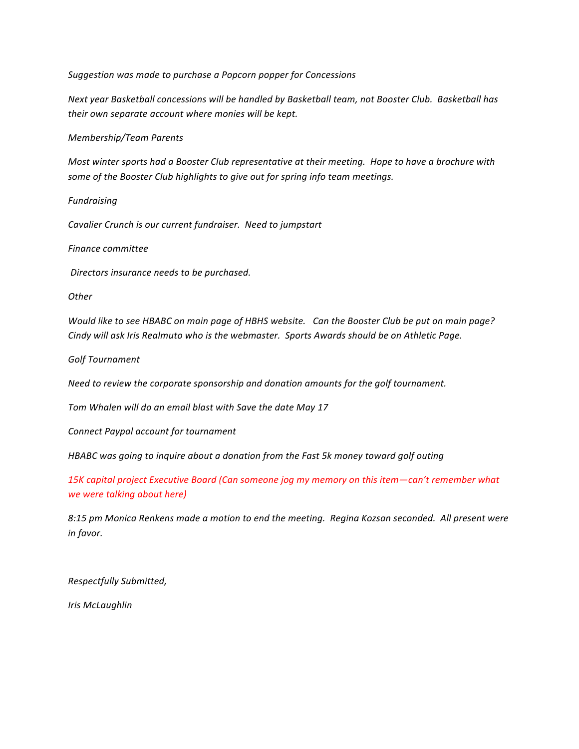*Suggestion was made to purchase a Popcorn popper for Concessions*

*Next year Basketball concessions will be handled by Basketball team, not Booster Club. Basketball has their own separate account where monies will be kept.*

*Membership/Team Parents*

*Most winter sports had a Booster Club representative at their meeting. Hope to have a brochure with some of the Booster Club highlights to give out for spring info team meetings.*

*Fundraising*

*Cavalier Crunch is our current fundraiser. Need to jumpstart*

*Finance committee*

*Directors insurance needs to be purchased.*

*Other*

*Would like to see HBABC on main page of HBHS website. Can the Booster Club be put on main page? Cindy will ask Iris Realmuto who is the webmaster. Sports Awards should be on Athletic Page.*

*Golf Tournament*

*Need to review the corporate sponsorship and donation amounts for the golf tournament.*

*Tom Whalen will do an email blast with Save the date May 17*

*Connect Paypal account for tournament*

*HBABC was going to inquire about a donation from the Fast 5k money toward golf outing*

*15K capital project Executive Board (Can someone jog my memory on this item—can't remember what we were talking about here)*

*8:15 pm Monica Renkens made a motion to end the meeting. Regina Kozsan seconded. All present were in favor.*

*Respectfully Submitted,*

*Iris McLaughlin*